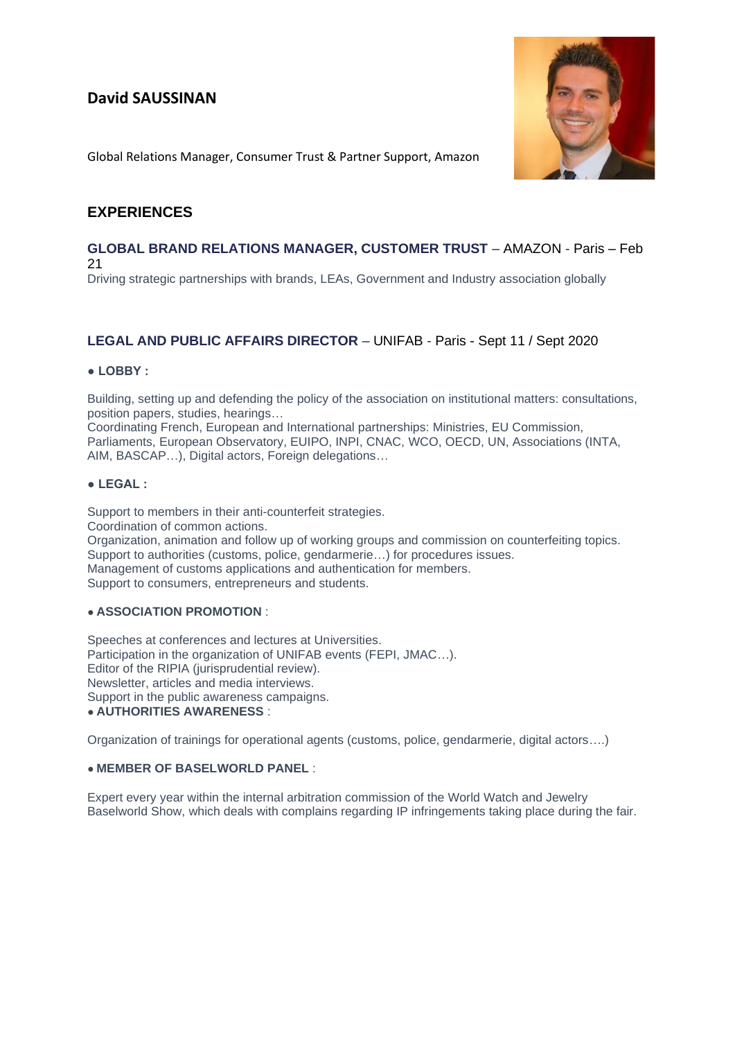# David SAUSSINAN

Global Relations Manager, Consumer Trust & Partner Support, Amazon

## EXPERIENCES

### GLOBAL BRAND RELATIONS MANAGER, CUSTOMER TRUST – AMAZON - Paris – Feb 21

Driving strategic partnerships with brands, LEAs, Government and Industry association globally

### LEGAL AND PUBLIC AFFAIRS DIRECTOR – UNIFAB - Paris - Sept 11 / Sept 2020

**● LOBBY :**

Building, setting up and defending the policy of the association on institutional matters: consultations, position papers, studies, hearings…
Coordinating French, European and International partnerships: Ministries, EU Commission, Parliaments, European Observatory, EUIPO, INPI, CNAC, WCO, OECD, UN, Associations (INTA, AIM, BASCAP…), Digital actors, Foreign delegations…

**● LEGAL :**

Support to members in their anti-counterfeit strategies.
Coordination of common actions.
Organization, animation and follow up of working groups and commission on counterfeiting topics.
Support to authorities (customs, police, gendarmerie…) for procedures issues.
Management of customs applications and authentication for members.
Support to consumers, entrepreneurs and students.

**● ASSOCIATION PROMOTION** :

Speeches at conferences and lectures at Universities.
Participation in the organization of UNIFAB events (FEPI, JMAC…).
Editor of the RIPIA (jurisprudential review).
Newsletter, articles and media interviews.
Support in the public awareness campaigns.

**● AUTHORITIES AWARENESS** :

Organization of trainings for operational agents (customs, police, gendarmerie, digital actors….)

**● MEMBER OF BASELWORLD PANEL** :

Expert every year within the internal arbitration commission of the World Watch and Jewelry Baselworld Show, which deals with complains regarding IP infringements taking place during the fair.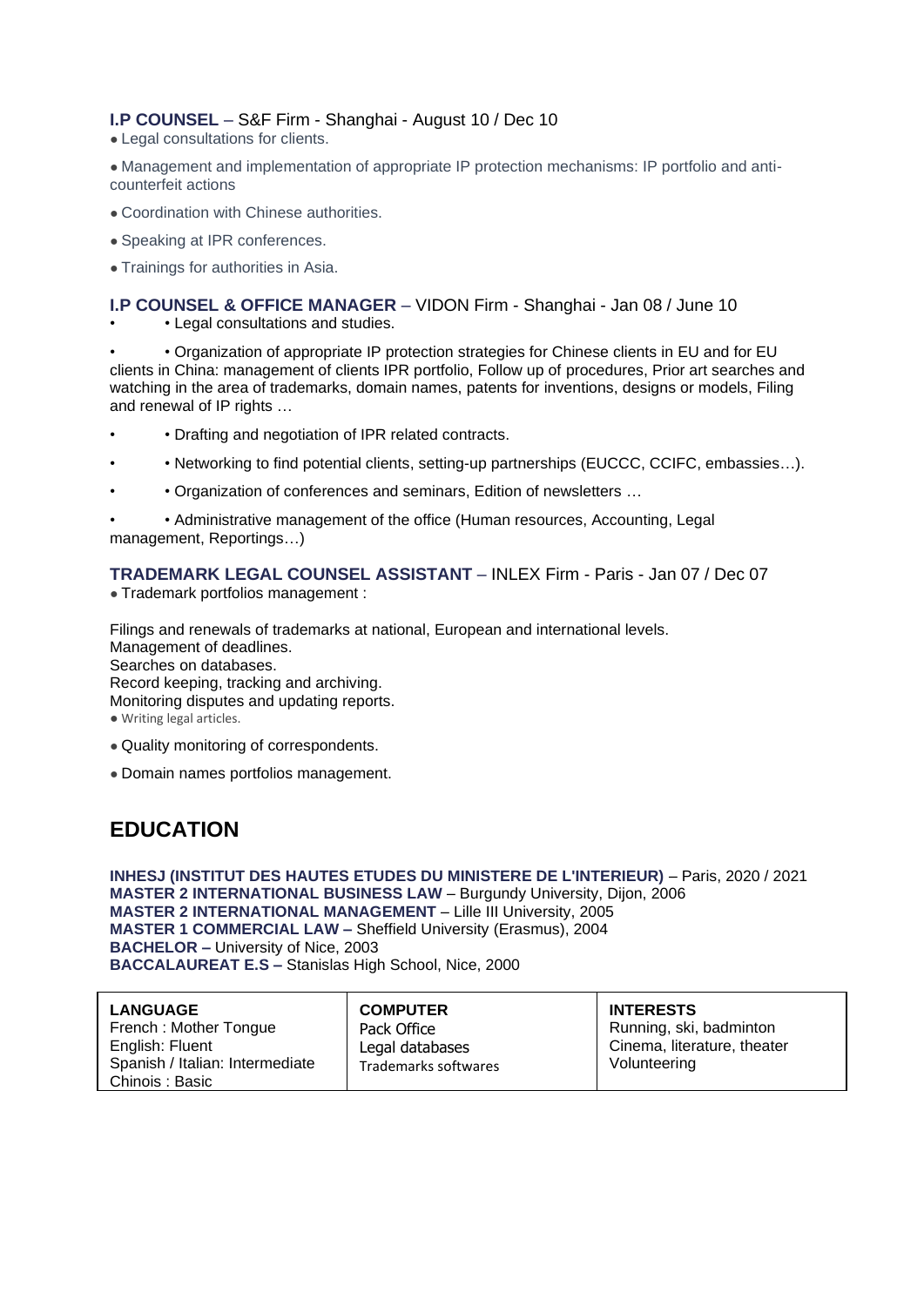**I.P COUNSEL** – S&F Firm - Shanghai - August 10 / Dec 10

- Legal consultations for clients.
- Management and implementation of appropriate IP protection mechanisms: IP portfolio and anti-counterfeit actions
- Coordination with Chinese authorities.
- Speaking at IPR conferences.
- Trainings for authorities in Asia.

**I.P COUNSEL & OFFICE MANAGER** – VIDON Firm - Shanghai - Jan 08 / June 10

- • Legal consultations and studies.
- • Organization of appropriate IP protection strategies for Chinese clients in EU and for EU clients in China: management of clients IPR portfolio, Follow up of procedures, Prior art searches and watching in the area of trademarks, domain names, patents for inventions, designs or models, Filing and renewal of IP rights …
- • Drafting and negotiation of IPR related contracts.
- • Networking to find potential clients, setting-up partnerships (EUCCC, CCIFC, embassies…).
- • Organization of conferences and seminars, Edition of newsletters …
- • Administrative management of the office (Human resources, Accounting, Legal management, Reportings…)

**TRADEMARK LEGAL COUNSEL ASSISTANT** – INLEX Firm - Paris - Jan 07 / Dec 07

- Trademark portfolios management :

Filings and renewals of trademarks at national, European and international levels.
Management of deadlines.
Searches on databases.
Record keeping, tracking and archiving.
Monitoring disputes and updating reports.

- Writing legal articles.
- Quality monitoring of correspondents.
- Domain names portfolios management.

## EDUCATION

**INHESJ (INSTITUT DES HAUTES ETUDES DU MINISTERE DE L'INTERIEUR)** – Paris, 2020 / 2021
**MASTER 2 INTERNATIONAL BUSINESS LAW** – Burgundy University, Dijon, 2006
**MASTER 2 INTERNATIONAL MANAGEMENT** – Lille III University, 2005
**MASTER 1 COMMERCIAL LAW –** Sheffield University (Erasmus), 2004
**BACHELOR –** University of Nice, 2003
**BACCALAUREAT E.S –** Stanislas High School, Nice, 2000

| LANGUAGE | COMPUTER | INTERESTS |
| --- | --- | --- |
| French : Mother Tongue<br>English: Fluent<br>Spanish / Italian: Intermediate<br>Chinois : Basic | Pack Office<br>Legal databases<br>Trademarks softwares | Running, ski, badminton<br>Cinema, literature, theater<br>Volunteering |